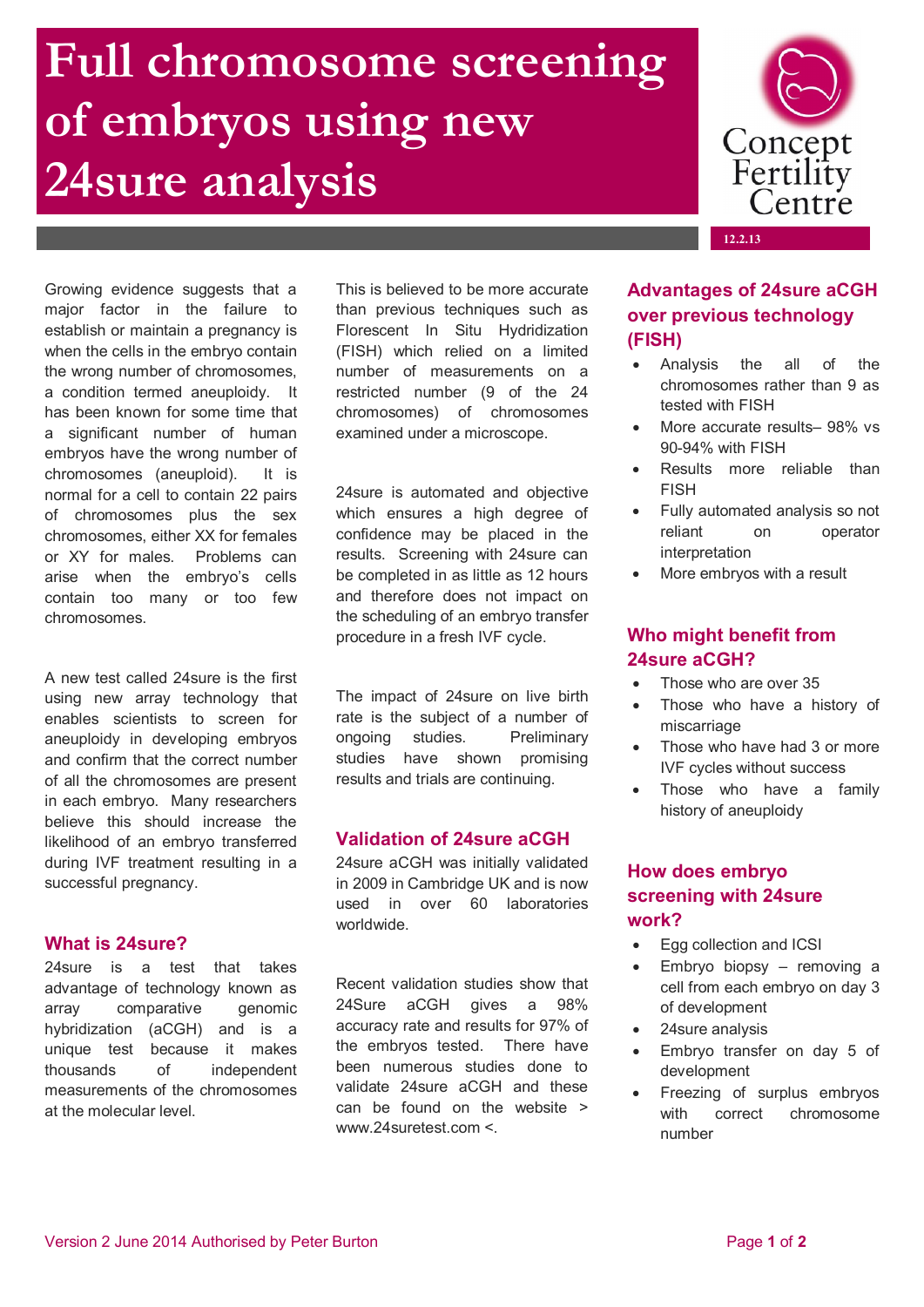# Full chromosome screening of embryos using new 24sure analysis

Concept Fertility Centre

12.2.13

Growing evidence suggests that a major factor in the failure to establish or maintain a pregnancy is when the cells in the embryo contain the wrong number of chromosomes, a condition termed aneuploidy. It has been known for some time that a significant number of human embryos have the wrong number of chromosomes (aneuploid). It is normal for a cell to contain 22 pairs of chromosomes plus the sex chromosomes, either XX for females or XY for males. Problems can arise when the embryo's cells contain too many or too few chromosomes.

A new test called 24sure is the first using new array technology that enables scientists to screen for aneuploidy in developing embryos and confirm that the correct number of all the chromosomes are present in each embryo. Many researchers believe this should increase the likelihood of an embryo transferred during IVF treatment resulting in a successful pregnancy.

## What is 24sure?

24sure is a test that takes advantage of technology known as array comparative genomic hybridization (aCGH) and is a unique test because it makes thousands of independent measurements of the chromosomes at the molecular level.

This is believed to be more accurate than previous techniques such as Florescent In Situ Hydridization (FISH) which relied on a limited number of measurements on a restricted number (9 of the 24 chromosomes) of chromosomes examined under a microscope.

24sure is automated and objective which ensures a high degree of confidence may be placed in the results. Screening with 24sure can be completed in as little as 12 hours and therefore does not impact on the scheduling of an embryo transfer procedure in a fresh IVF cycle.

The impact of 24sure on live birth rate is the subject of a number of ongoing studies. Preliminary studies have shown promising results and trials are continuing.

## Validation of 24sure aCGH

24sure aCGH was initially validated in 2009 in Cambridge UK and is now used in over 60 laboratories worldwide.

Recent validation studies show that 24Sure aCGH gives a 98% accuracy rate and results for 97% of the embryos tested. There have been numerous studies done to validate 24sure aCGH and these can be found on the website > www.24suretest.com <.

## Advantages of 24sure aCGH over previous technology (FISH)

- Analysis the all of the chromosomes rather than 9 as tested with FISH
- More accurate results– 98% vs 90-94% with FISH
- Results more reliable than FISH
- Fully automated analysis so not reliant on operator interpretation
- More embryos with a result

## Who might benefit from 24sure aCGH?

- Those who are over 35
- Those who have a history of miscarriage
- Those who have had 3 or more IVF cycles without success
- Those who have a family history of aneuploidy

## How does embryo screening with 24sure work?

- Egg collection and ICSI
- Embryo biopsy – removing a cell from each embryo on day 3 of development
- 24sure analysis
- Embryo transfer on day 5 of development
- Freezing of surplus embryos with correct chromosome number

Version 2 June 2014 Authorised by Peter Burton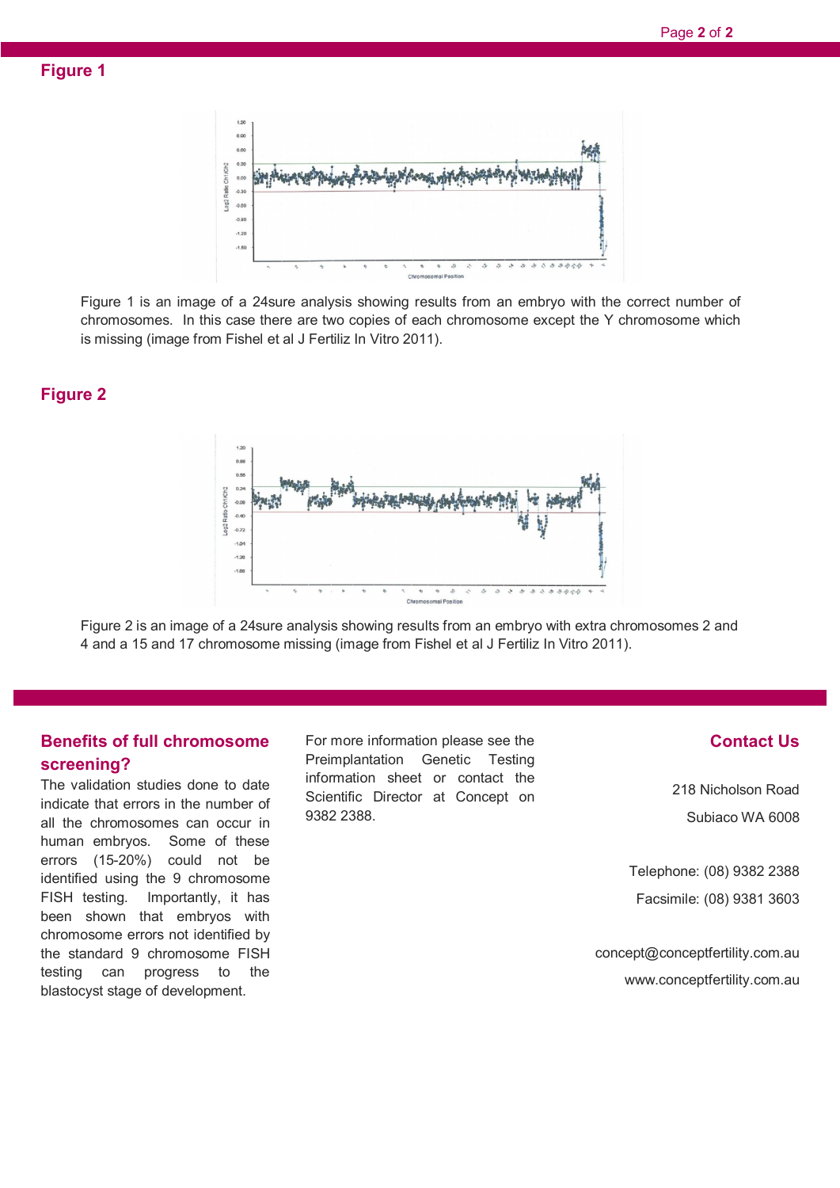## Figure 1

Log2 Ratio Ch1/Ch2

Chromosomal Position

Figure 1 is an image of a 24sure analysis showing results from an embryo with the correct number of chromosomes. In this case there are two copies of each chromosome except the Y chromosome which is missing (image from Fishel et al J Fertiliz In Vitro 2011).

## Figure 2

Log2 Ratio Ch1/Ch2

Chromosomal Position

Figure 2 is an image of a 24sure analysis showing results from an embryo with extra chromosomes 2 and 4 and a 15 and 17 chromosome missing (image from Fishel et al J Fertiliz In Vitro 2011).

## Benefits of full chromosome screening?

The validation studies done to date indicate that errors in the number of all the chromosomes can occur in human embryos. Some of these errors (15-20%) could not be identified using the 9 chromosome FISH testing. Importantly, it has been shown that embryos with chromosome errors not identified by the standard 9 chromosome FISH testing can progress to the blastocyst stage of development.

For more information please see the Preimplantation Genetic Testing information sheet or contact the Scientific Director at Concept on 9382 2388.

## Contact Us

218 Nicholson Road

Subiaco WA 6008

Telephone: (08) 9382 2388

Facsimile: (08) 9381 3603

concept@conceptfertility.com.au

www.conceptfertility.com.au